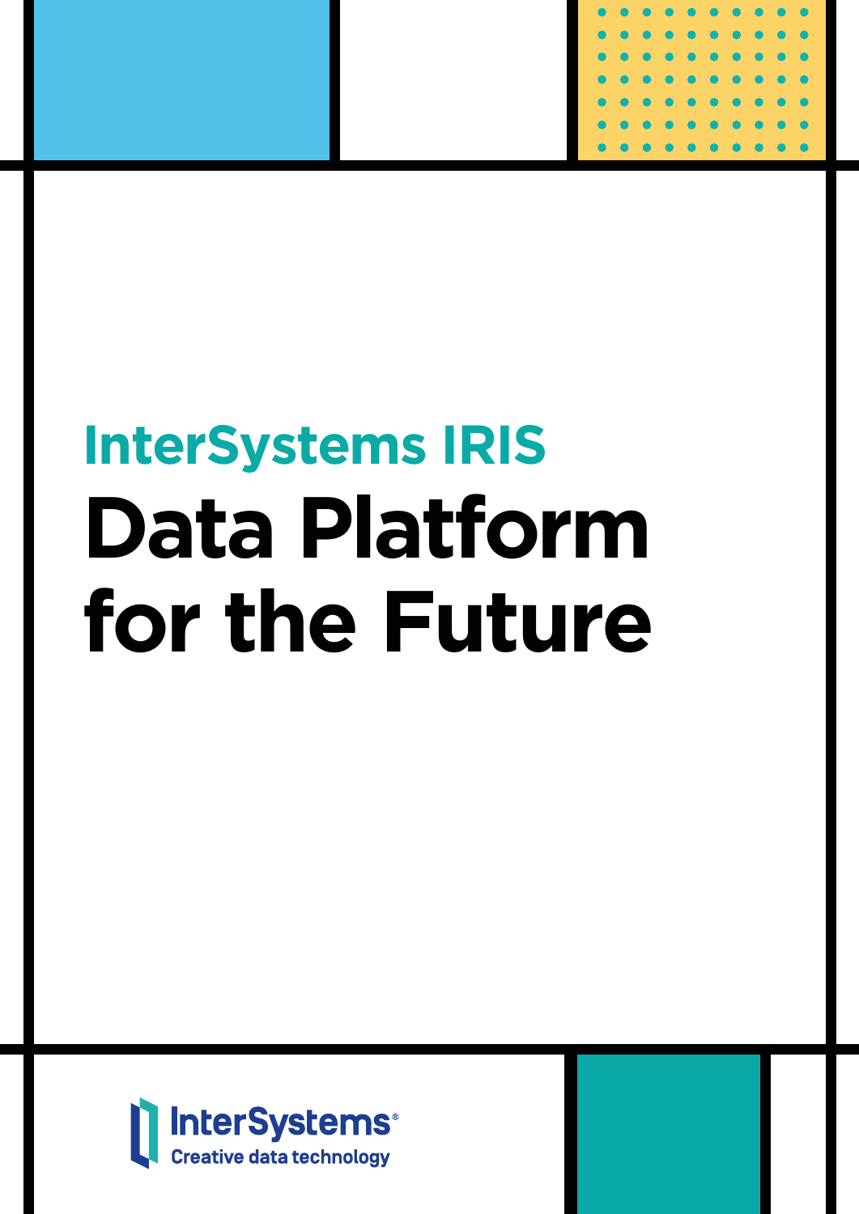## InterSystems IRIS

# Data Platform for the Future

InterSystems®
Creative data technology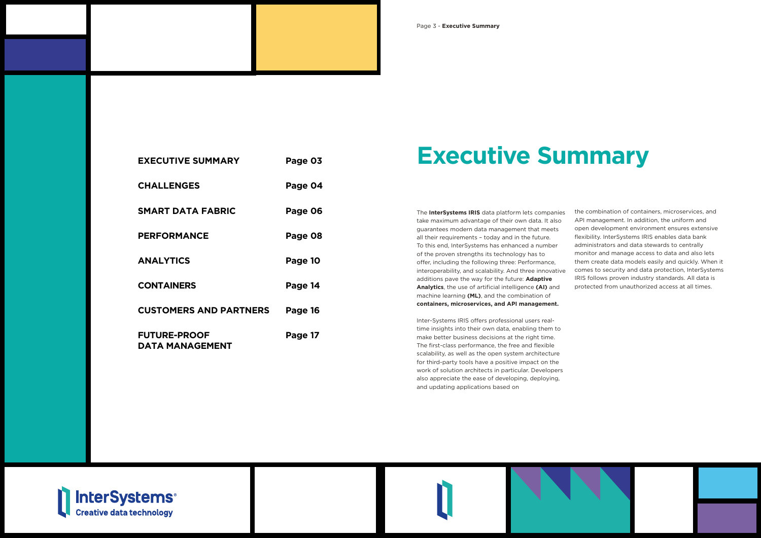| | |
|---|---|
| **EXECUTIVE SUMMARY** | **Page 03** |
| **CHALLENGES** | **Page 04** |
| **SMART DATA FABRIC** | **Page 06** |
| **PERFORMANCE** | **Page 08** |
| **ANALYTICS** | **Page 10** |
| **CONTAINERS** | **Page 14** |
| **CUSTOMERS AND PARTNERS** | **Page 16** |
| **FUTURE-PROOF DATA MANAGEMENT** | **Page 17** |

# Executive Summary

The **InterSystems IRIS** data platform lets companies take maximum advantage of their own data. It also guarantees modern data management that meets all their requirements – today and in the future. To this end, InterSystems has enhanced a number of the proven strengths its technology has to offer, including the following three: Performance, interoperability, and scalability. And three innovative additions pave the way for the future: **Adaptive Analytics**, the use of artificial intelligence **(AI)** and machine learning **(ML)**, and the combination of **containers, microservices, and API management.**

Inter-Systems IRIS offers professional users real-time insights into their own data, enabling them to make better business decisions at the right time. The first-class performance, the free and flexible scalability, as well as the open system architecture for third-party tools have a positive impact on the work of solution architects in particular. Developers also appreciate the ease of developing, deploying, and updating applications based on the combination of containers, microservices, and API management. In addition, the uniform and open development environment ensures extensive flexibility. InterSystems IRIS enables data bank administrators and data stewards to centrally monitor and manage access to data and also lets them create data models easily and quickly. When it comes to security and data protection, InterSystems IRIS follows proven industry standards. All data is protected from unauthorized access at all times.

InterSystems
Creative data technology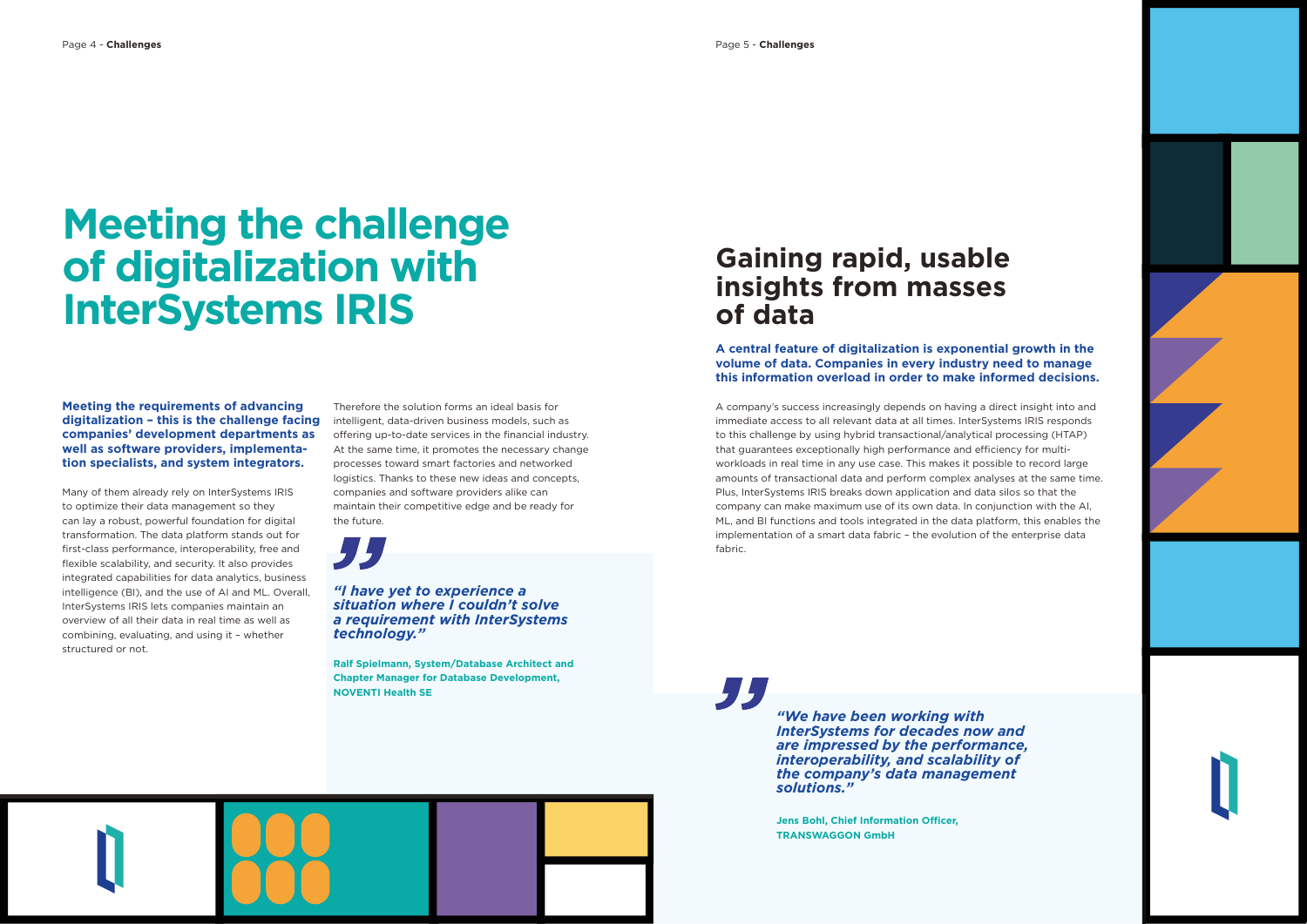# Meeting the challenge of digitalization with InterSystems IRIS

**Meeting the requirements of advancing digitalization – this is the challenge facing companies' development departments as well as software providers, implementation specialists, and system integrators.**

Many of them already rely on InterSystems IRIS to optimize their data management so they can lay a robust, powerful foundation for digital transformation. The data platform stands out for first-class performance, interoperability, free and flexible scalability, and security. It also provides integrated capabilities for data analytics, business intelligence (BI), and the use of AI and ML. Overall, InterSystems IRIS lets companies maintain an overview of all their data in real time as well as combining, evaluating, and using it – whether structured or not.

Therefore the solution forms an ideal basis for intelligent, data-driven business models, such as offering up-to-date services in the financial industry. At the same time, it promotes the necessary change processes toward smart factories and networked logistics. Thanks to these new ideas and concepts, companies and software providers alike can maintain their competitive edge and be ready for the future.

> ***"I have yet to experience a situation where I couldn't solve a requirement with InterSystems technology."***
>
> **Ralf Spielmann, System/Database Architect and Chapter Manager for Database Development, NOVENTI Health SE**

## Gaining rapid, usable insights from masses of data

**A central feature of digitalization is exponential growth in the volume of data. Companies in every industry need to manage this information overload in order to make informed decisions.**

A company's success increasingly depends on having a direct insight into and immediate access to all relevant data at all times. InterSystems IRIS responds to this challenge by using hybrid transactional/analytical processing (HTAP) that guarantees exceptionally high performance and efficiency for multi-workloads in real time in any use case. This makes it possible to record large amounts of transactional data and perform complex analyses at the same time. Plus, InterSystems IRIS breaks down application and data silos so that the company can make maximum use of its own data. In conjunction with the AI, ML, and BI functions and tools integrated in the data platform, this enables the implementation of a smart data fabric – the evolution of the enterprise data fabric.

> ***"We have been working with InterSystems for decades now and are impressed by the performance, interoperability, and scalability of the company's data management solutions."***
>
> **Jens Bohl, Chief Information Officer, TRANSWAGGON GmbH**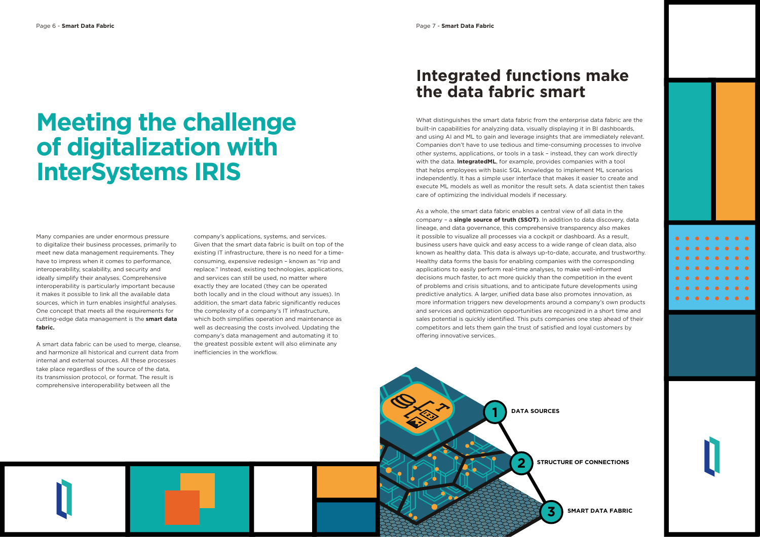# Meeting the challenge of digitalization with InterSystems IRIS

Many companies are under enormous pressure to digitalize their business processes, primarily to meet new data management requirements. They have to impress when it comes to performance, interoperability, scalability, and security and ideally simplify their analyses. Comprehensive interoperability is particularly important because it makes it possible to link all the available data sources, which in turn enables insightful analyses. One concept that meets all the requirements for cutting-edge data management is the **smart data fabric.**

A smart data fabric can be used to merge, cleanse, and harmonize all historical and current data from internal and external sources. All these processes take place regardless of the source of the data, its transmission protocol, or format. The result is comprehensive interoperability between all the company's applications, systems, and services. Given that the smart data fabric is built on top of the existing IT infrastructure, there is no need for a time-consuming, expensive redesign – known as "rip and replace." Instead, existing technologies, applications, and services can still be used, no matter where exactly they are located (they can be operated both locally and in the cloud without any issues). In addition, the smart data fabric significantly reduces the complexity of a company's IT infrastructure, which both simplifies operation and maintenance as well as decreasing the costs involved. Updating the company's data management and automating it to the greatest possible extent will also eliminate any inefficiencies in the workflow.

## Integrated functions make the data fabric smart

What distinguishes the smart data fabric from the enterprise data fabric are the built-in capabilities for analyzing data, visually displaying it in BI dashboards, and using AI and ML to gain and leverage insights that are immediately relevant. Companies don't have to use tedious and time-consuming processes to involve other systems, applications, or tools in a task – instead, they can work directly with the data. **IntegratedML**, for example, provides companies with a tool that helps employees with basic SQL knowledge to implement ML scenarios independently. It has a simple user interface that makes it easier to create and execute ML models as well as monitor the result sets. A data scientist then takes care of optimizing the individual models if necessary.

As a whole, the smart data fabric enables a central view of all data in the company – a **single source of truth (SSOT)**. In addition to data discovery, data lineage, and data governance, this comprehensive transparency also makes it possible to visualize all processes via a cockpit or dashboard. As a result, business users have quick and easy access to a wide range of clean data, also known as healthy data. This data is always up-to-date, accurate, and trustworthy. Healthy data forms the basis for enabling companies with the corresponding applications to easily perform real-time analyses, to make well-informed decisions much faster, to act more quickly than the competition in the event of problems and crisis situations, and to anticipate future developments using predictive analytics. A larger, unified data base also promotes innovation, as more information triggers new developments around a company's own products and services and optimization opportunities are recognized in a short time and sales potential is quickly identified. This puts companies one step ahead of their competitors and lets them gain the trust of satisfied and loyal customers by offering innovative services.

1. DATA SOURCES
2. STRUCTURE OF CONNECTIONS
3. SMART DATA FABRIC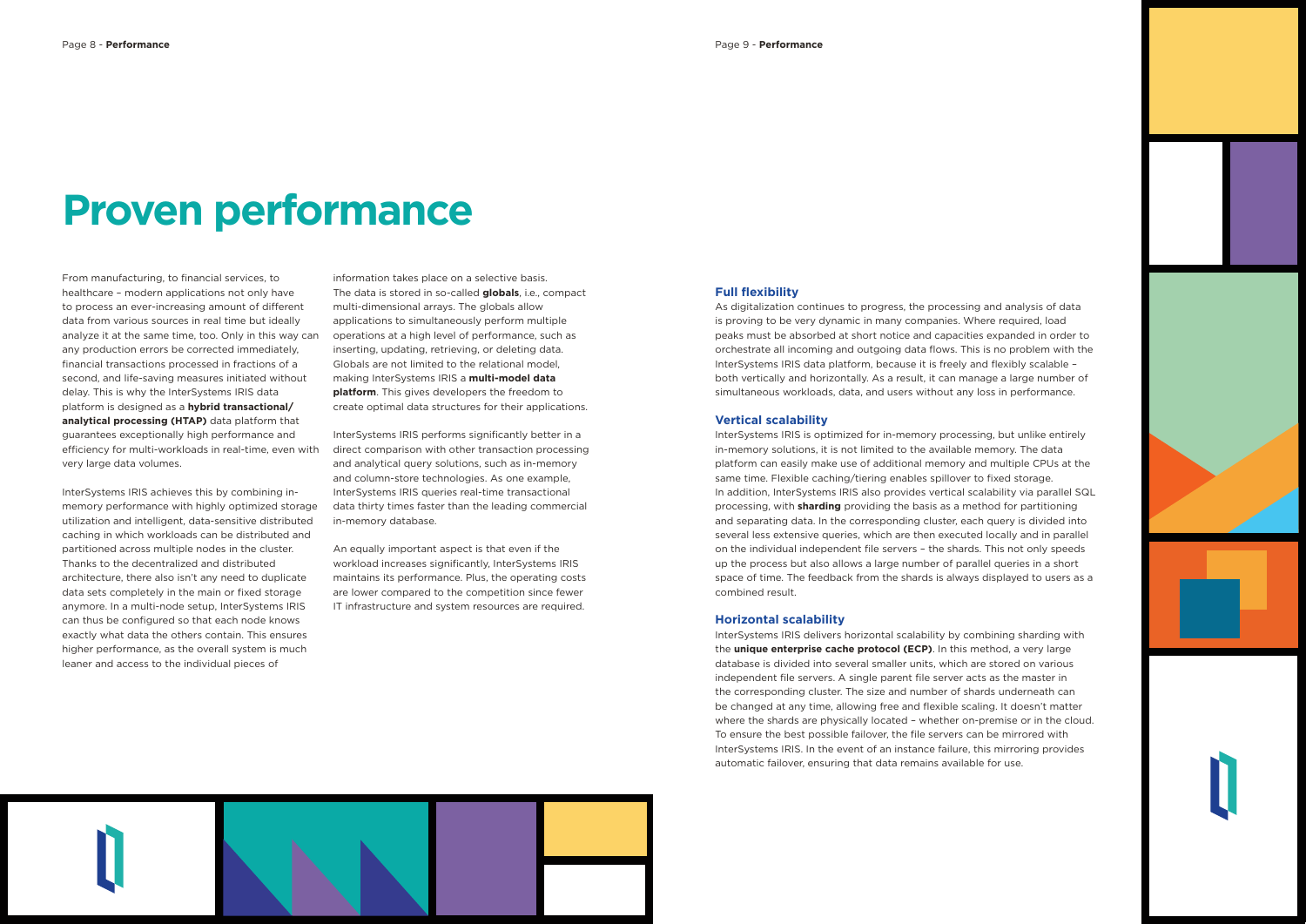# Proven performance

From manufacturing, to financial services, to healthcare – modern applications not only have to process an ever-increasing amount of different data from various sources in real time but ideally analyze it at the same time, too. Only in this way can any production errors be corrected immediately, financial transactions processed in fractions of a second, and life-saving measures initiated without delay. This is why the InterSystems IRIS data platform is designed as a **hybrid transactional/analytical processing (HTAP)** data platform that guarantees exceptionally high performance and efficiency for multi-workloads in real-time, even with very large data volumes.

InterSystems IRIS achieves this by combining in-memory performance with highly optimized storage utilization and intelligent, data-sensitive distributed caching in which workloads can be distributed and partitioned across multiple nodes in the cluster. Thanks to the decentralized and distributed architecture, there also isn't any need to duplicate data sets completely in the main or fixed storage anymore. In a multi-node setup, InterSystems IRIS can thus be configured so that each node knows exactly what data the others contain. This ensures higher performance, as the overall system is much leaner and access to the individual pieces of information takes place on a selective basis. The data is stored in so-called **globals**, i.e., compact multi-dimensional arrays. The globals allow applications to simultaneously perform multiple operations at a high level of performance, such as inserting, updating, retrieving, or deleting data. Globals are not limited to the relational model, making InterSystems IRIS a **multi-model data platform**. This gives developers the freedom to create optimal data structures for their applications.

InterSystems IRIS performs significantly better in a direct comparison with other transaction processing and analytical query solutions, such as in-memory and column-store technologies. As one example, InterSystems IRIS queries real-time transactional data thirty times faster than the leading commercial in-memory database.

An equally important aspect is that even if the workload increases significantly, InterSystems IRIS maintains its performance. Plus, the operating costs are lower compared to the competition since fewer IT infrastructure and system resources are required.

### Full flexibility

As digitalization continues to progress, the processing and analysis of data is proving to be very dynamic in many companies. Where required, load peaks must be absorbed at short notice and capacities expanded in order to orchestrate all incoming and outgoing data flows. This is no problem with the InterSystems IRIS data platform, because it is freely and flexibly scalable – both vertically and horizontally. As a result, it can manage a large number of simultaneous workloads, data, and users without any loss in performance.

### Vertical scalability

InterSystems IRIS is optimized for in-memory processing, but unlike entirely in-memory solutions, it is not limited to the available memory. The data platform can easily make use of additional memory and multiple CPUs at the same time. Flexible caching/tiering enables spillover to fixed storage. In addition, InterSystems IRIS also provides vertical scalability via parallel SQL processing, with **sharding** providing the basis as a method for partitioning and separating data. In the corresponding cluster, each query is divided into several less extensive queries, which are then executed locally and in parallel on the individual independent file servers – the shards. This not only speeds up the process but also allows a large number of parallel queries in a short space of time. The feedback from the shards is always displayed to users as a combined result.

### Horizontal scalability

InterSystems IRIS delivers horizontal scalability by combining sharding with the **unique enterprise cache protocol (ECP)**. In this method, a very large database is divided into several smaller units, which are stored on various independent file servers. A single parent file server acts as the master in the corresponding cluster. The size and number of shards underneath can be changed at any time, allowing free and flexible scaling. It doesn't matter where the shards are physically located – whether on-premise or in the cloud. To ensure the best possible failover, the file servers can be mirrored with InterSystems IRIS. In the event of an instance failure, this mirroring provides automatic failover, ensuring that data remains available for use.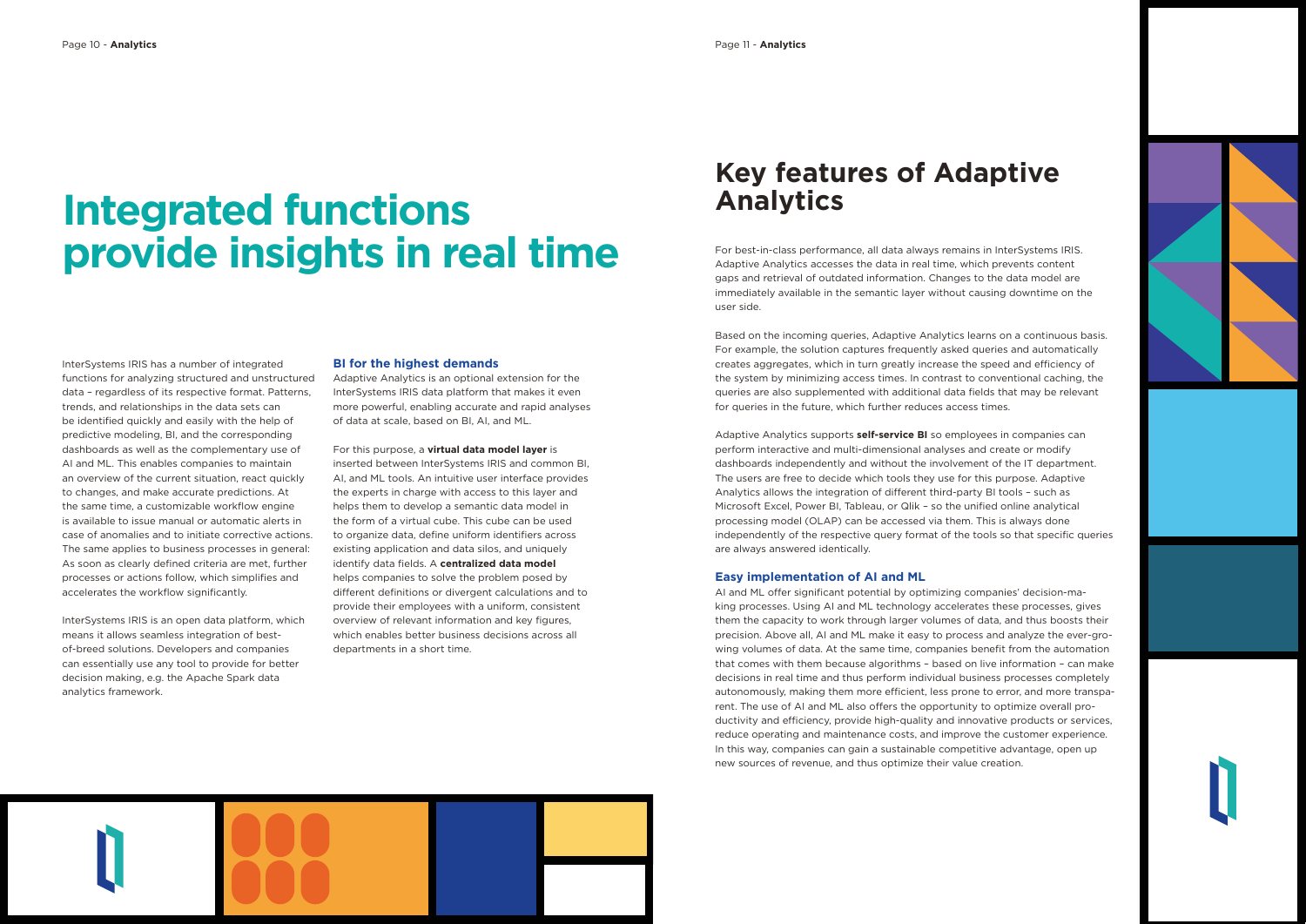# Integrated functions provide insights in real time

InterSystems IRIS has a number of integrated functions for analyzing structured and unstructured data – regardless of its respective format. Patterns, trends, and relationships in the data sets can be identified quickly and easily with the help of predictive modeling, BI, and the corresponding dashboards as well as the complementary use of AI and ML. This enables companies to maintain an overview of the current situation, react quickly to changes, and make accurate predictions. At the same time, a customizable workflow engine is available to issue manual or automatic alerts in case of anomalies and to initiate corrective actions. The same applies to business processes in general: As soon as clearly defined criteria are met, further processes or actions follow, which simplifies and accelerates the workflow significantly.

InterSystems IRIS is an open data platform, which means it allows seamless integration of best-of-breed solutions. Developers and companies can essentially use any tool to provide for better decision making, e.g. the Apache Spark data analytics framework.

### BI for the highest demands

Adaptive Analytics is an optional extension for the InterSystems IRIS data platform that makes it even more powerful, enabling accurate and rapid analyses of data at scale, based on BI, AI, and ML.

For this purpose, a **virtual data model layer** is inserted between InterSystems IRIS and common BI, AI, and ML tools. An intuitive user interface provides the experts in charge with access to this layer and helps them to develop a semantic data model in the form of a virtual cube. This cube can be used to organize data, define uniform identifiers across existing application and data silos, and uniquely identify data fields. A **centralized data model** helps companies to solve the problem posed by different definitions or divergent calculations and to provide their employees with a uniform, consistent overview of relevant information and key figures, which enables better business decisions across all departments in a short time.

## Key features of Adaptive Analytics

For best-in-class performance, all data always remains in InterSystems IRIS. Adaptive Analytics accesses the data in real time, which prevents content gaps and retrieval of outdated information. Changes to the data model are immediately available in the semantic layer without causing downtime on the user side.

Based on the incoming queries, Adaptive Analytics learns on a continuous basis. For example, the solution captures frequently asked queries and automatically creates aggregates, which in turn greatly increase the speed and efficiency of the system by minimizing access times. In contrast to conventional caching, the queries are also supplemented with additional data fields that may be relevant for queries in the future, which further reduces access times.

Adaptive Analytics supports **self-service BI** so employees in companies can perform interactive and multi-dimensional analyses and create or modify dashboards independently and without the involvement of the IT department. The users are free to decide which tools they use for this purpose. Adaptive Analytics allows the integration of different third-party BI tools – such as Microsoft Excel, Power BI, Tableau, or Qlik – so the unified online analytical processing model (OLAP) can be accessed via them. This is always done independently of the respective query format of the tools so that specific queries are always answered identically.

### Easy implementation of AI and ML

AI and ML offer significant potential by optimizing companies' decision-making processes. Using AI and ML technology accelerates these processes, gives them the capacity to work through larger volumes of data, and thus boosts their precision. Above all, AI and ML make it easy to process and analyze the ever-growing volumes of data. At the same time, companies benefit from the automation that comes with them because algorithms – based on live information – can make decisions in real time and thus perform individual business processes completely autonomously, making them more efficient, less prone to error, and more transparent. The use of AI and ML also offers the opportunity to optimize overall productivity and efficiency, provide high-quality and innovative products or services, reduce operating and maintenance costs, and improve the customer experience. In this way, companies can gain a sustainable competitive advantage, open up new sources of revenue, and thus optimize their value creation.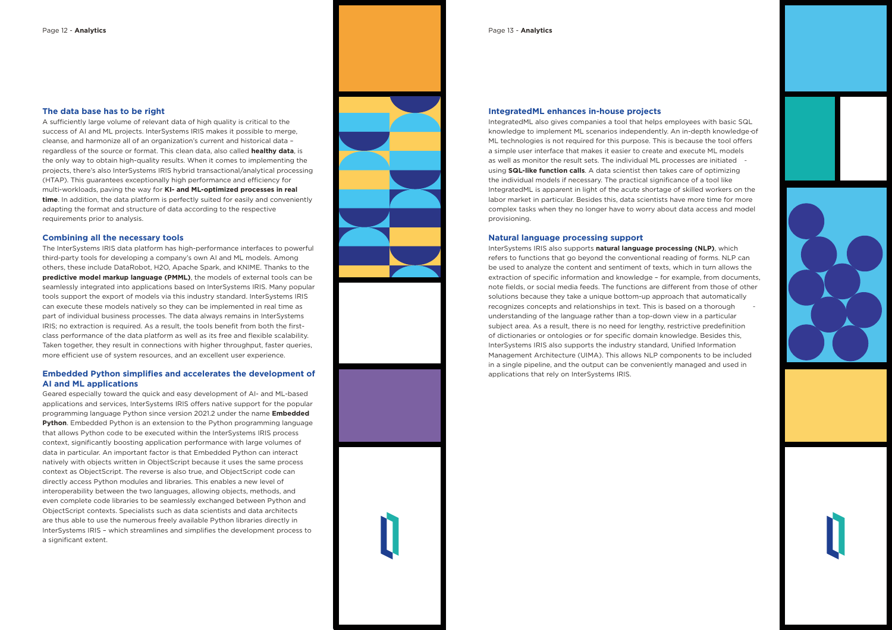## The data base has to be right

A sufficiently large volume of relevant data of high quality is critical to the success of AI and ML projects. InterSystems IRIS makes it possible to merge, cleanse, and harmonize all of an organization's current and historical data – regardless of the source or format. This clean data, also called **healthy data**, is the only way to obtain high-quality results. When it comes to implementing the projects, there's also InterSystems IRIS hybrid transactional/analytical processing (HTAP). This guarantees exceptionally high performance and efficiency for multi-workloads, paving the way for **KI- and ML-optimized processes in real time**. In addition, the data platform is perfectly suited for easily and conveniently adapting the format and structure of data according to the respective requirements prior to analysis.

## Combining all the necessary tools

The InterSystems IRIS data platform has high-performance interfaces to powerful third-party tools for developing a company's own AI and ML models. Among others, these include DataRobot, H2O, Apache Spark, and KNIME. Thanks to the **predictive model markup language (PMML)**, the models of external tools can be seamlessly integrated into applications based on InterSystems IRIS. Many popular tools support the export of models via this industry standard. InterSystems IRIS can execute these models natively so they can be implemented in real time as part of individual business processes. The data always remains in InterSystems IRIS; no extraction is required. As a result, the tools benefit from both the first-class performance of the data platform as well as its free and flexible scalability. Taken together, they result in connections with higher throughput, faster queries, more efficient use of system resources, and an excellent user experience.

## Embedded Python simplifies and accelerates the development of AI and ML applications

Geared especially toward the quick and easy development of AI- and ML-based applications and services, InterSystems IRIS offers native support for the popular programming language Python since version 2021.2 under the name **Embedded Python**. Embedded Python is an extension to the Python programming language that allows Python code to be executed within the InterSystems IRIS process context, significantly boosting application performance with large volumes of data in particular. An important factor is that Embedded Python can interact natively with objects written in ObjectScript because it uses the same process context as ObjectScript. The reverse is also true, and ObjectScript code can directly access Python modules and libraries. This enables a new level of interoperability between the two languages, allowing objects, methods, and even complete code libraries to be seamlessly exchanged between Python and ObjectScript contexts. Specialists such as data scientists and data architects are thus able to use the numerous freely available Python libraries directly in InterSystems IRIS – which streamlines and simplifies the development process to a significant extent.

## IntegratedML enhances in-house projects

IntegratedML also gives companies a tool that helps employees with basic SQL knowledge to implement ML scenarios independently. An in-depth knowledge of ML technologies is not required for this purpose. This is because the tool offers a simple user interface that makes it easier to create and execute ML models as well as monitor the result sets. The individual ML processes are initiated using **SQL-like function calls**. A data scientist then takes care of optimizing the individual models if necessary. The practical significance of a tool like IntegratedML is apparent in light of the acute shortage of skilled workers on the labor market in particular. Besides this, data scientists have more time for more complex tasks when they no longer have to worry about data access and model provisioning.

## Natural language processing support

InterSystems IRIS also supports **natural language processing (NLP)**, which refers to functions that go beyond the conventional reading of forms. NLP can be used to analyze the content and sentiment of texts, which in turn allows the extraction of specific information and knowledge – for example, from documents, note fields, or social media feeds. The functions are different from those of other solutions because they take a unique bottom-up approach that automatically recognizes concepts and relationships in text. This is based on a thorough understanding of the language rather than a top-down view in a particular subject area. As a result, there is no need for lengthy, restrictive predefinition of dictionaries or ontologies or for specific domain knowledge. Besides this, InterSystems IRIS also supports the industry standard, Unified Information Management Architecture (UIMA). This allows NLP components to be included in a single pipeline, and the output can be conveniently managed and used in applications that rely on InterSystems IRIS.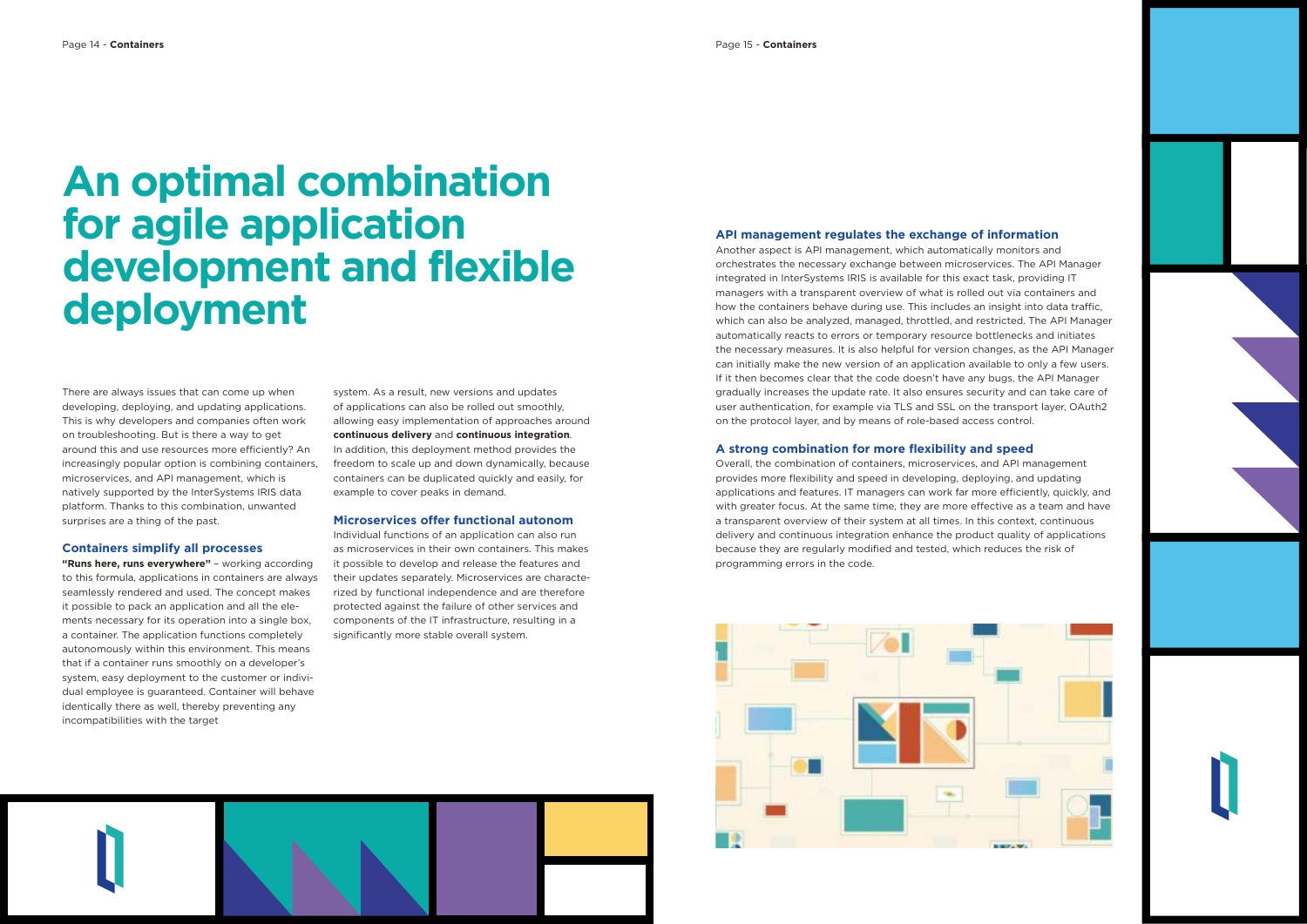# An optimal combination for agile application development and flexible deployment

There are always issues that can come up when developing, deploying, and updating applications. This is why developers and companies often work on troubleshooting. But is there a way to get around this and use resources more efficiently? An increasingly popular option is combining containers, microservices, and API management, which is natively supported by the InterSystems IRIS data platform. Thanks to this combination, unwanted surprises are a thing of the past.

### Containers simplify all processes

**"Runs here, runs everywhere"** – working according to this formula, applications in containers are always seamlessly rendered and used. The concept makes it possible to pack an application and all the elements necessary for its operation into a single box, a container. The application functions completely autonomously within this environment. This means that if a container runs smoothly on a developer's system, easy deployment to the customer or individual employee is guaranteed. Container will behave identically there as well, thereby preventing any incompatibilities with the target system. As a result, new versions and updates of applications can also be rolled out smoothly, allowing easy implementation of approaches around **continuous delivery** and **continuous integration**. In addition, this deployment method provides the freedom to scale up and down dynamically, because containers can be duplicated quickly and easily, for example to cover peaks in demand.

### Microservices offer functional autonom

Individual functions of an application can also run as microservices in their own containers. This makes it possible to develop and release the features and their updates separately. Microservices are characterized by functional independence and are therefore protected against the failure of other services and components of the IT infrastructure, resulting in a significantly more stable overall system.

### API management regulates the exchange of information

Another aspect is API management, which automatically monitors and orchestrates the necessary exchange between microservices. The API Manager integrated in InterSystems IRIS is available for this exact task, providing IT managers with a transparent overview of what is rolled out via containers and how the containers behave during use. This includes an insight into data traffic, which can also be analyzed, managed, throttled, and restricted. The API Manager automatically reacts to errors or temporary resource bottlenecks and initiates the necessary measures. It is also helpful for version changes, as the API Manager can initially make the new version of an application available to only a few users. If it then becomes clear that the code doesn't have any bugs, the API Manager gradually increases the update rate. It also ensures security and can take care of user authentication, for example via TLS and SSL on the transport layer, OAuth2 on the protocol layer, and by means of role-based access control.

### A strong combination for more flexibility and speed

Overall, the combination of containers, microservices, and API management provides more flexibility and speed in developing, deploying, and updating applications and features. IT managers can work far more efficiently, quickly, and with greater focus. At the same time, they are more effective as a team and have a transparent overview of their system at all times. In this context, continuous delivery and continuous integration enhance the product quality of applications because they are regularly modified and tested, which reduces the risk of programming errors in the code.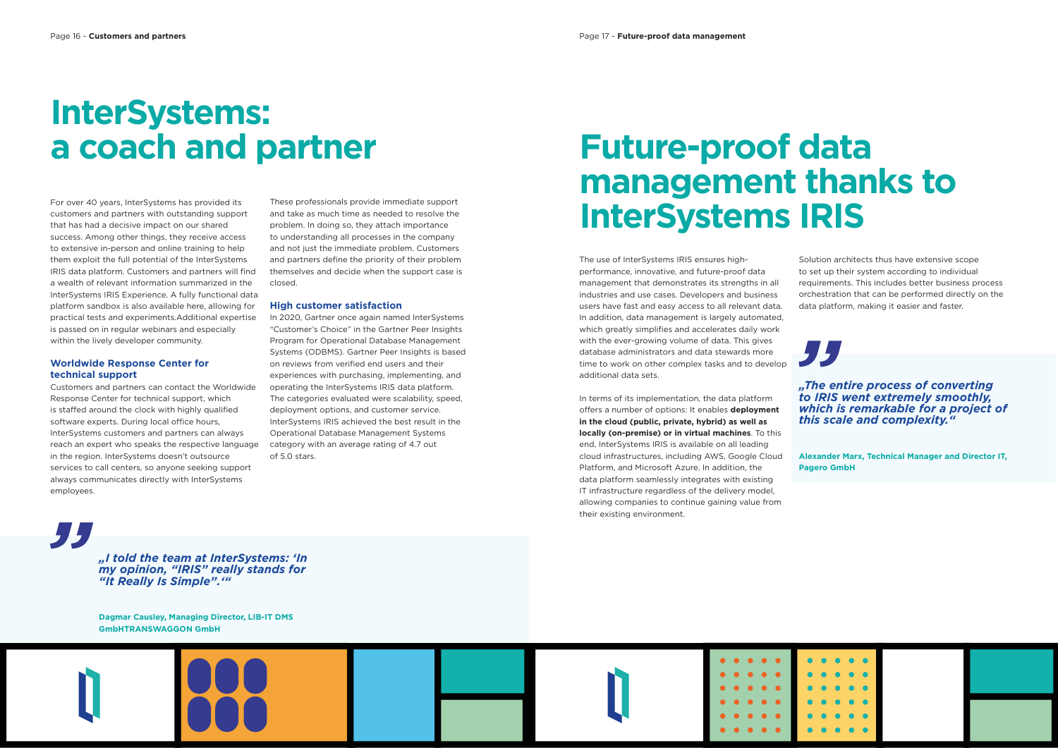# InterSystems: a coach and partner

For over 40 years, InterSystems has provided its customers and partners with outstanding support that has had a decisive impact on our shared success. Among other things, they receive access to extensive in-person and online training to help them exploit the full potential of the InterSystems IRIS data platform. Customers and partners will find a wealth of relevant information summarized in the InterSystems IRIS Experience. A fully functional data platform sandbox is also available here, allowing for practical tests and experiments.Additional expertise is passed on in regular webinars and especially within the lively developer community.

## Worldwide Response Center for technical support

Customers and partners can contact the Worldwide Response Center for technical support, which is staffed around the clock with highly qualified software experts. During local office hours, InterSystems customers and partners can always reach an expert who speaks the respective language in the region. InterSystems doesn't outsource services to call centers, so anyone seeking support always communicates directly with InterSystems employees.

These professionals provide immediate support and take as much time as needed to resolve the problem. In doing so, they attach importance to understanding all processes in the company and not just the immediate problem. Customers and partners define the priority of their problem themselves and decide when the support case is closed.

## High customer satisfaction

In 2020, Gartner once again named InterSystems "Customer's Choice" in the Gartner Peer Insights Program for Operational Database Management Systems (ODBMS). Gartner Peer Insights is based on reviews from verified end users and their experiences with purchasing, implementing, and operating the InterSystems IRIS data platform. The categories evaluated were scalability, speed, deployment options, and customer service. InterSystems IRIS achieved the best result in the Operational Database Management Systems category with an average rating of 4.7 out of 5.0 stars.

> ***„I told the team at InterSystems: 'In my opinion, "IRIS" really stands for "It Really Is Simple".'"***
>
> **Dagmar Causley, Managing Director, LIB-IT DMS GmbHTRANSWAGGON GmbH**

# Future-proof data management thanks to InterSystems IRIS

The use of InterSystems IRIS ensures high-performance, innovative, and future-proof data management that demonstrates its strengths in all industries and use cases. Developers and business users have fast and easy access to all relevant data. In addition, data management is largely automated, which greatly simplifies and accelerates daily work with the ever-growing volume of data. This gives database administrators and data stewards more time to work on other complex tasks and to develop additional data sets.

In terms of its implementation, the data platform offers a number of options: It enables **deployment in the cloud (public, private, hybrid) as well as locally (on-premise) or in virtual machines**. To this end, InterSystems IRIS is available on all leading cloud infrastructures, including AWS, Google Cloud Platform, and Microsoft Azure. In addition, the data platform seamlessly integrates with existing IT infrastructure regardless of the delivery model, allowing companies to continue gaining value from their existing environment.

Solution architects thus have extensive scope to set up their system according to individual requirements. This includes better business process orchestration that can be performed directly on the data platform, making it easier and faster.

> ***„The entire process of converting to IRIS went extremely smoothly, which is remarkable for a project of this scale and complexity."***
>
> **Alexander Marx, Technical Manager and Director IT, Pagero GmbH**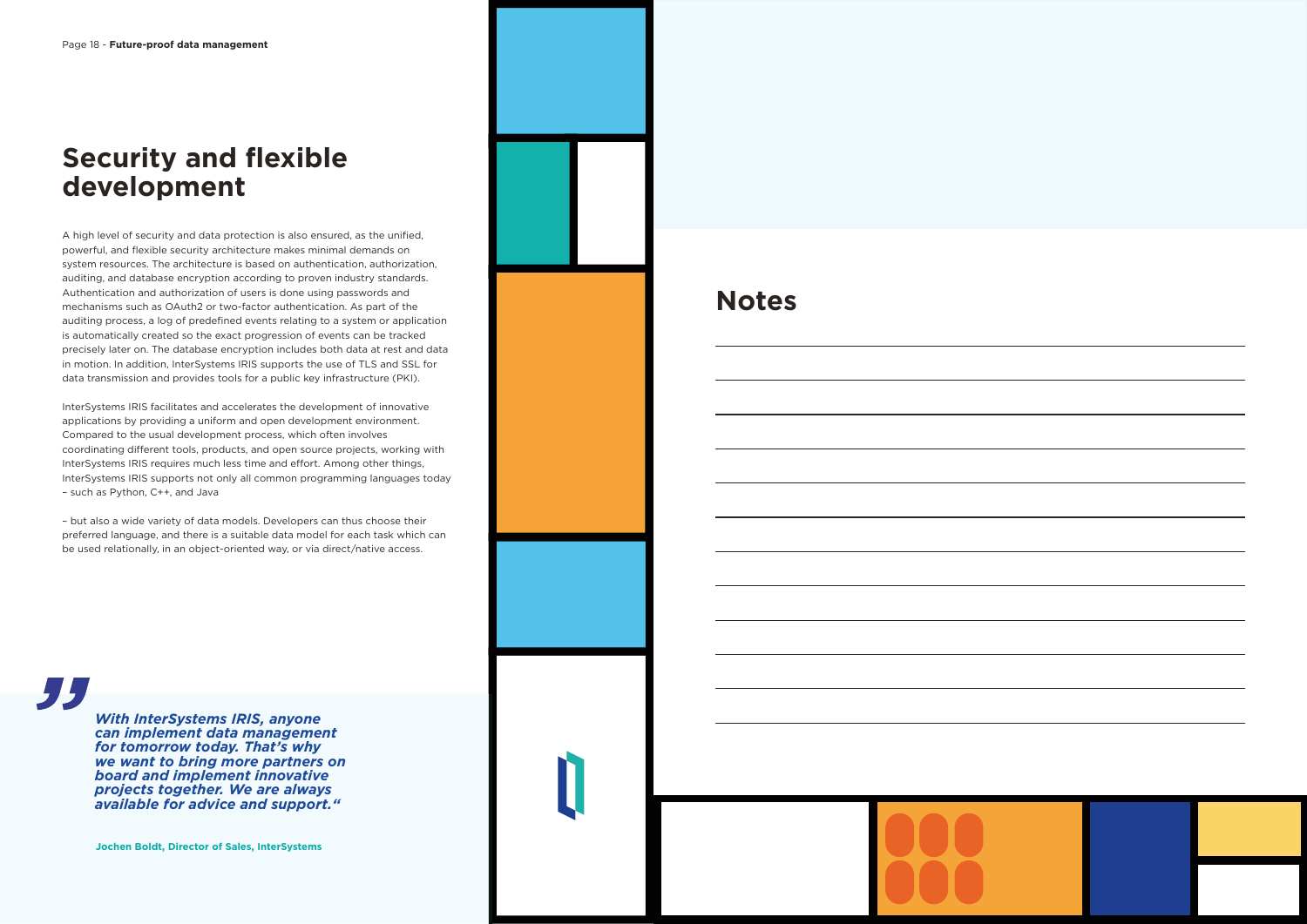# Security and flexible development

A high level of security and data protection is also ensured, as the unified, powerful, and flexible security architecture makes minimal demands on system resources. The architecture is based on authentication, authorization, auditing, and database encryption according to proven industry standards. Authentication and authorization of users is done using passwords and mechanisms such as OAuth2 or two-factor authentication. As part of the auditing process, a log of predefined events relating to a system or application is automatically created so the exact progression of events can be tracked precisely later on. The database encryption includes both data at rest and data in motion. In addition, InterSystems IRIS supports the use of TLS and SSL for data transmission and provides tools for a public key infrastructure (PKI).

InterSystems IRIS facilitates and accelerates the development of innovative applications by providing a uniform and open development environment. Compared to the usual development process, which often involves coordinating different tools, products, and open source projects, working with InterSystems IRIS requires much less time and effort. Among other things, InterSystems IRIS supports not only all common programming languages today – such as Python, C++, and Java

– but also a wide variety of data models. Developers can thus choose their preferred language, and there is a suitable data model for each task which can be used relationally, in an object-oriented way, or via direct/native access.

> ***With InterSystems IRIS, anyone can implement data management for tomorrow today. That's why we want to bring more partners on board and implement innovative projects together. We are always available for advice and support."***
>
> **Jochen Boldt, Director of Sales, InterSystems**

## Notes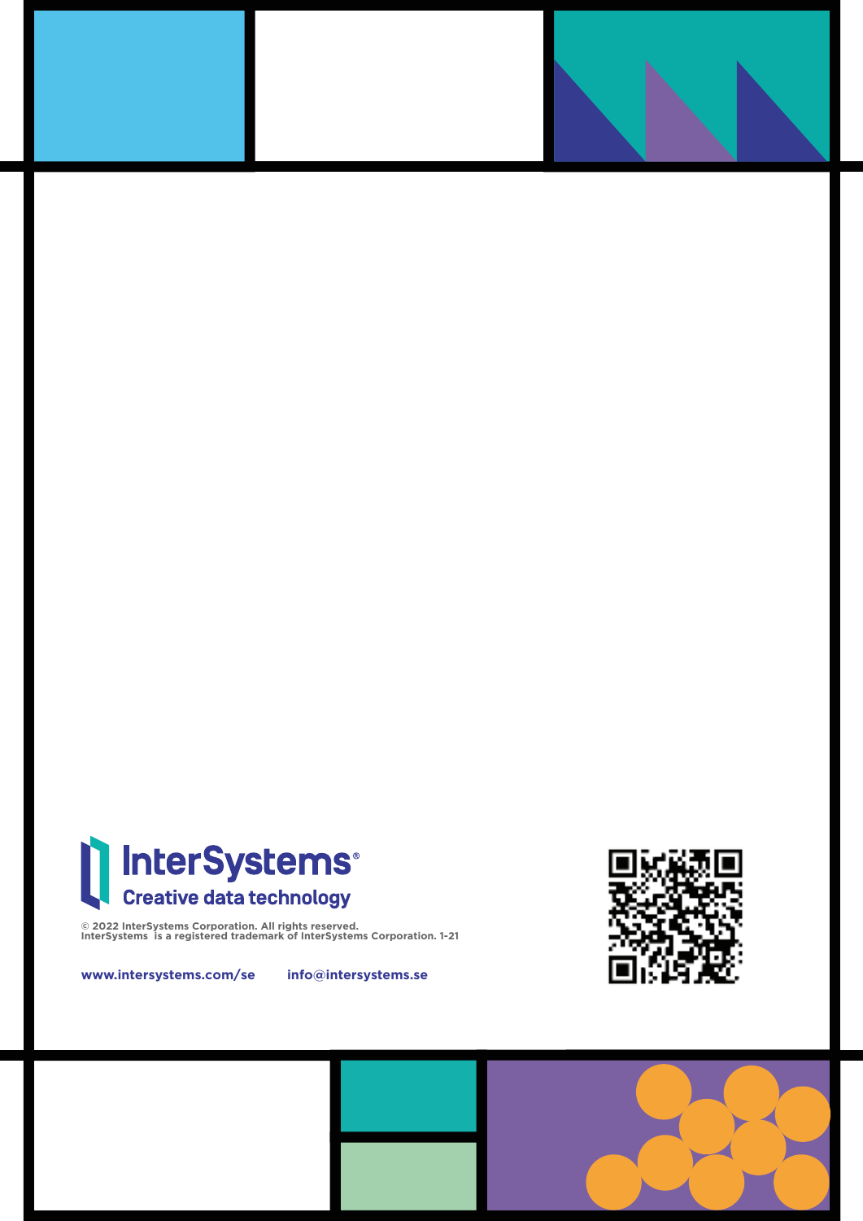InterSystems®

Creative data technology

© 2022 InterSystems Corporation. All rights reserved.
InterSystems  is a registered trademark of InterSystems Corporation. 1-21

www.intersystems.com/se    info@intersystems.se